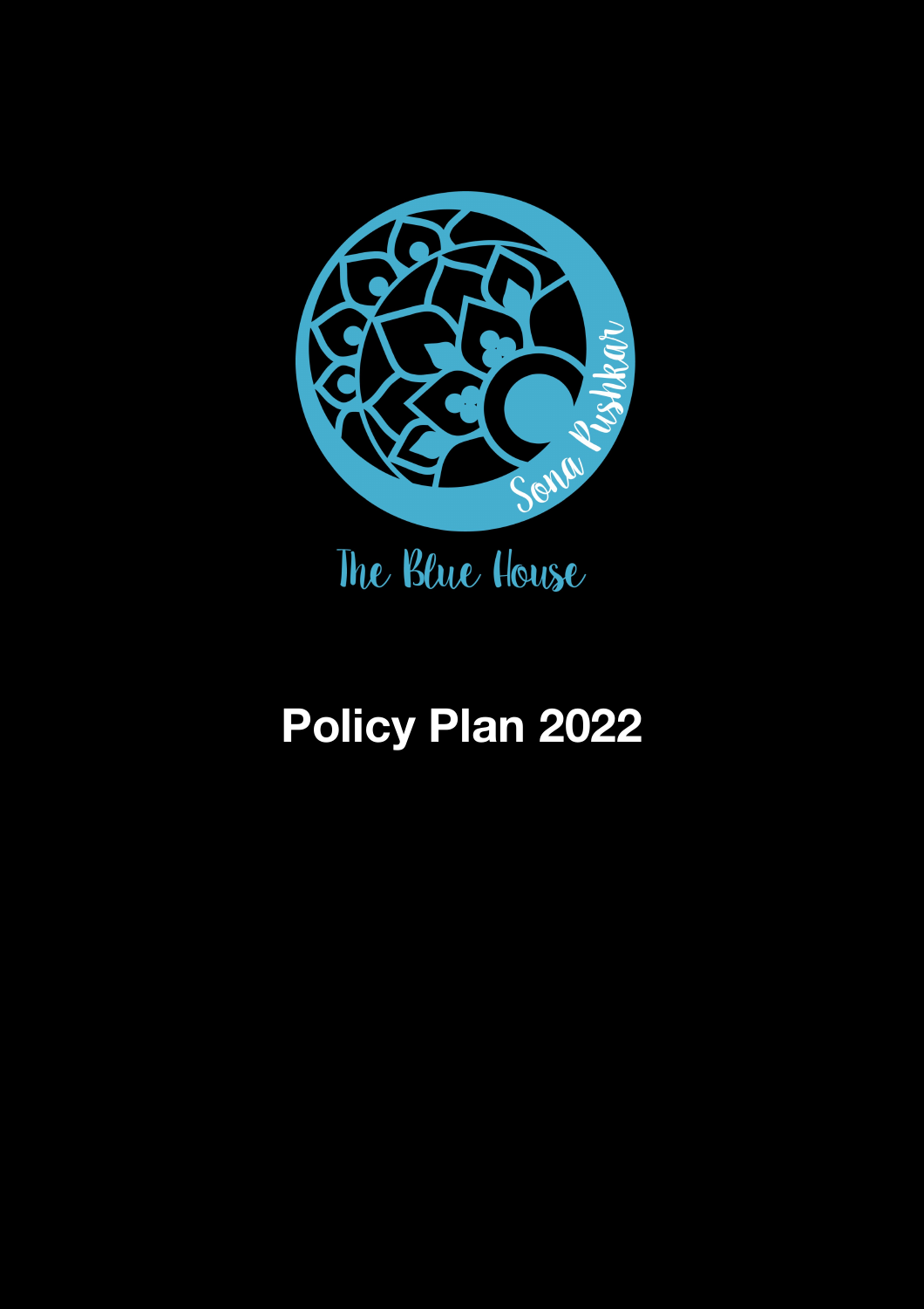Sona Pushkar

The Blue House

# Policy Plan 2022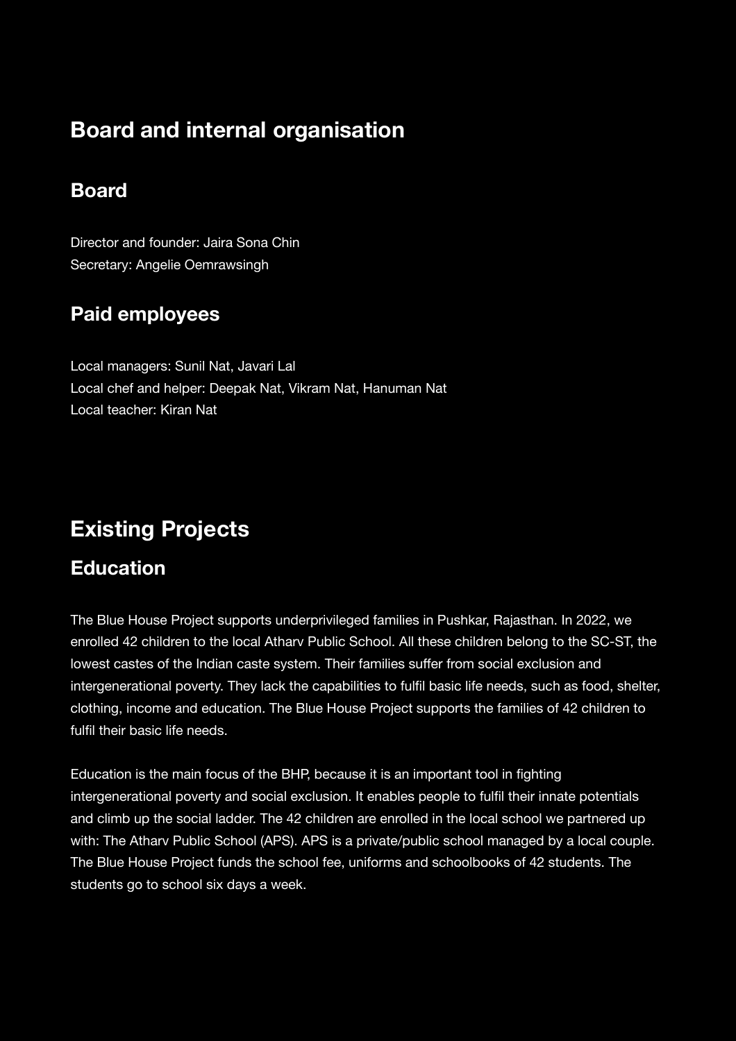# Board and internal organisation

## Board

Director and founder: Jaira Sona Chin
Secretary: Angelie Oemrawsingh

## Paid employees

Local managers: Sunil Nat, Javari Lal
Local chef and helper: Deepak Nat, Vikram Nat, Hanuman Nat
Local teacher: Kiran Nat

# Existing Projects

## Education

The Blue House Project supports underprivileged families in Pushkar, Rajasthan. In 2022, we enrolled 42 children to the local Atharv Public School. All these children belong to the SC-ST, the lowest castes of the Indian caste system. Their families suffer from social exclusion and intergenerational poverty. They lack the capabilities to fulfil basic life needs, such as food, shelter, clothing, income and education. The Blue House Project supports the families of 42 children to fulfil their basic life needs.

Education is the main focus of the BHP, because it is an important tool in fighting intergenerational poverty and social exclusion. It enables people to fulfil their innate potentials and climb up the social ladder. The 42 children are enrolled in the local school we partnered up with: The Atharv Public School (APS). APS is a private/public school managed by a local couple. The Blue House Project funds the school fee, uniforms and schoolbooks of 42 students. The students go to school six days a week.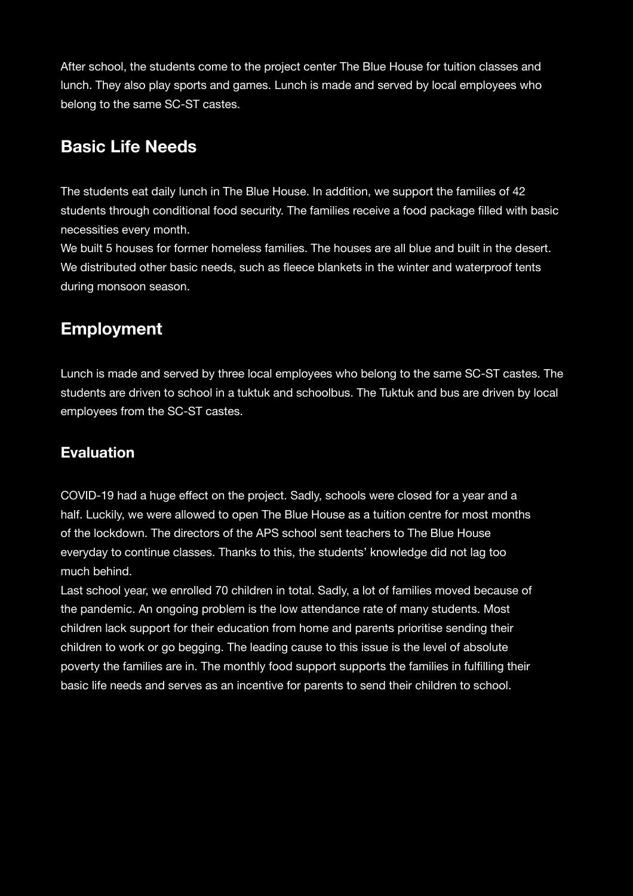After school, the students come to the project center The Blue House for tuition classes and lunch. They also play sports and games. Lunch is made and served by local employees who belong to the same SC-ST castes.

## Basic Life Needs

The students eat daily lunch in The Blue House. In addition, we support the families of 42 students through conditional food security. The families receive a food package filled with basic necessities every month.
We built 5 houses for former homeless families. The houses are all blue and built in the desert. We distributed other basic needs, such as fleece blankets in the winter and waterproof tents during monsoon season.

## Employment

Lunch is made and served by three local employees who belong to the same SC-ST castes. The students are driven to school in a tuktuk and schoolbus. The Tuktuk and bus are driven by local employees from the SC-ST castes.

### Evaluation

COVID-19 had a huge effect on the project. Sadly, schools were closed for a year and a half. Luckily, we were allowed to open The Blue House as a tuition centre for most months of the lockdown. The directors of the APS school sent teachers to The Blue House everyday to continue classes. Thanks to this, the students' knowledge did not lag too much behind.
Last school year, we enrolled 70 children in total. Sadly, a lot of families moved because of the pandemic. An ongoing problem is the low attendance rate of many students. Most children lack support for their education from home and parents prioritise sending their children to work or go begging. The leading cause to this issue is the level of absolute poverty the families are in. The monthly food support supports the families in fulfilling their basic life needs and serves as an incentive for parents to send their children to school.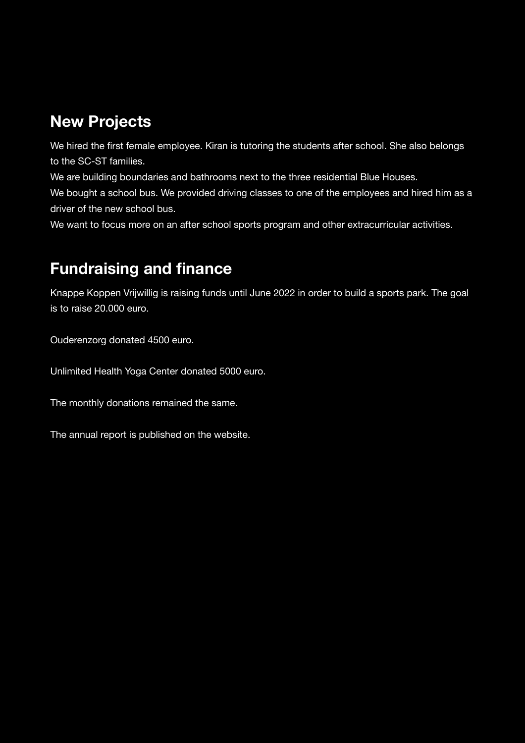## New Projects

We hired the first female employee. Kiran is tutoring the students after school. She also belongs to the SC-ST families.
We are building boundaries and bathrooms next to the three residential Blue Houses.
We bought a school bus. We provided driving classes to one of the employees and hired him as a driver of the new school bus.
We want to focus more on an after school sports program and other extracurricular activities.

## Fundraising and finance

Knappe Koppen Vrijwillig is raising funds until June 2022 in order to build a sports park. The goal is to raise 20.000 euro.

Ouderenzorg donated 4500 euro.

Unlimited Health Yoga Center donated 5000 euro.

The monthly donations remained the same.

The annual report is published on the website.